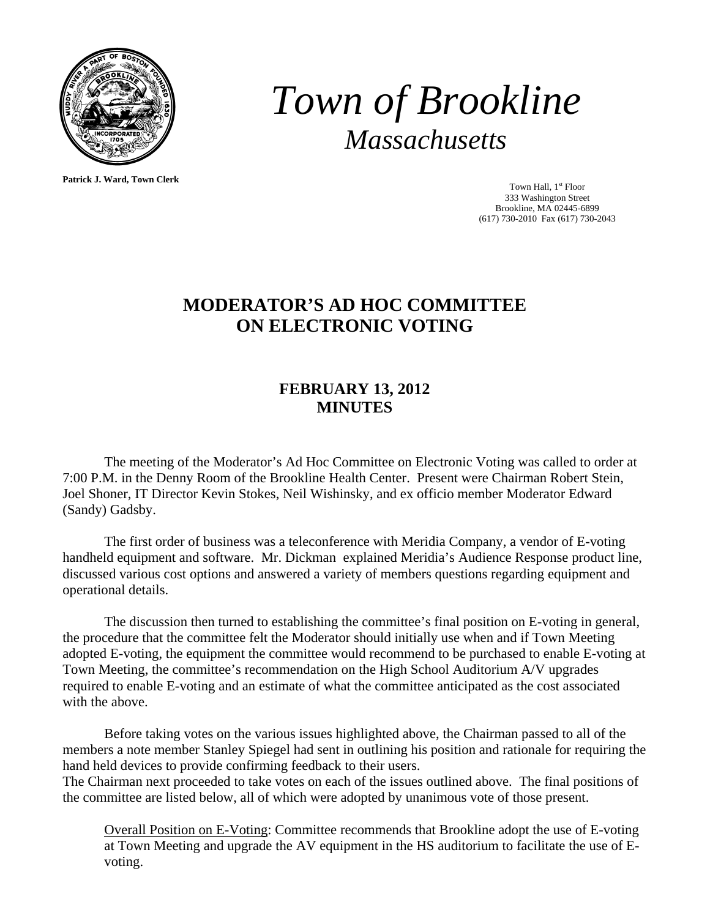# *Town of Brookline*

## *Massachusetts*

**Patrick J. Ward, Town Clerk**

Town Hall, 1st Floor
333 Washington Street
Brookline, MA 02445-6899
(617) 730-2010 Fax (617) 730-2043

## MODERATOR'S AD HOC COMMITTEE ON ELECTRONIC VOTING

### FEBRUARY 13, 2012 MINUTES

The meeting of the Moderator's Ad Hoc Committee on Electronic Voting was called to order at 7:00 P.M. in the Denny Room of the Brookline Health Center. Present were Chairman Robert Stein, Joel Shoner, IT Director Kevin Stokes, Neil Wishinsky, and ex officio member Moderator Edward (Sandy) Gadsby.

The first order of business was a teleconference with Meridia Company, a vendor of E-voting handheld equipment and software. Mr. Dickman explained Meridia's Audience Response product line, discussed various cost options and answered a variety of members questions regarding equipment and operational details.

The discussion then turned to establishing the committee's final position on E-voting in general, the procedure that the committee felt the Moderator should initially use when and if Town Meeting adopted E-voting, the equipment the committee would recommend to be purchased to enable E-voting at Town Meeting, the committee's recommendation on the High School Auditorium A/V upgrades required to enable E-voting and an estimate of what the committee anticipated as the cost associated with the above.

Before taking votes on the various issues highlighted above, the Chairman passed to all of the members a note member Stanley Spiegel had sent in outlining his position and rationale for requiring the hand held devices to provide confirming feedback to their users.
The Chairman next proceeded to take votes on each of the issues outlined above. The final positions of the committee are listed below, all of which were adopted by unanimous vote of those present.

<u>Overall Position on E-Voting</u>: Committee recommends that Brookline adopt the use of E-voting at Town Meeting and upgrade the AV equipment in the HS auditorium to facilitate the use of E-voting.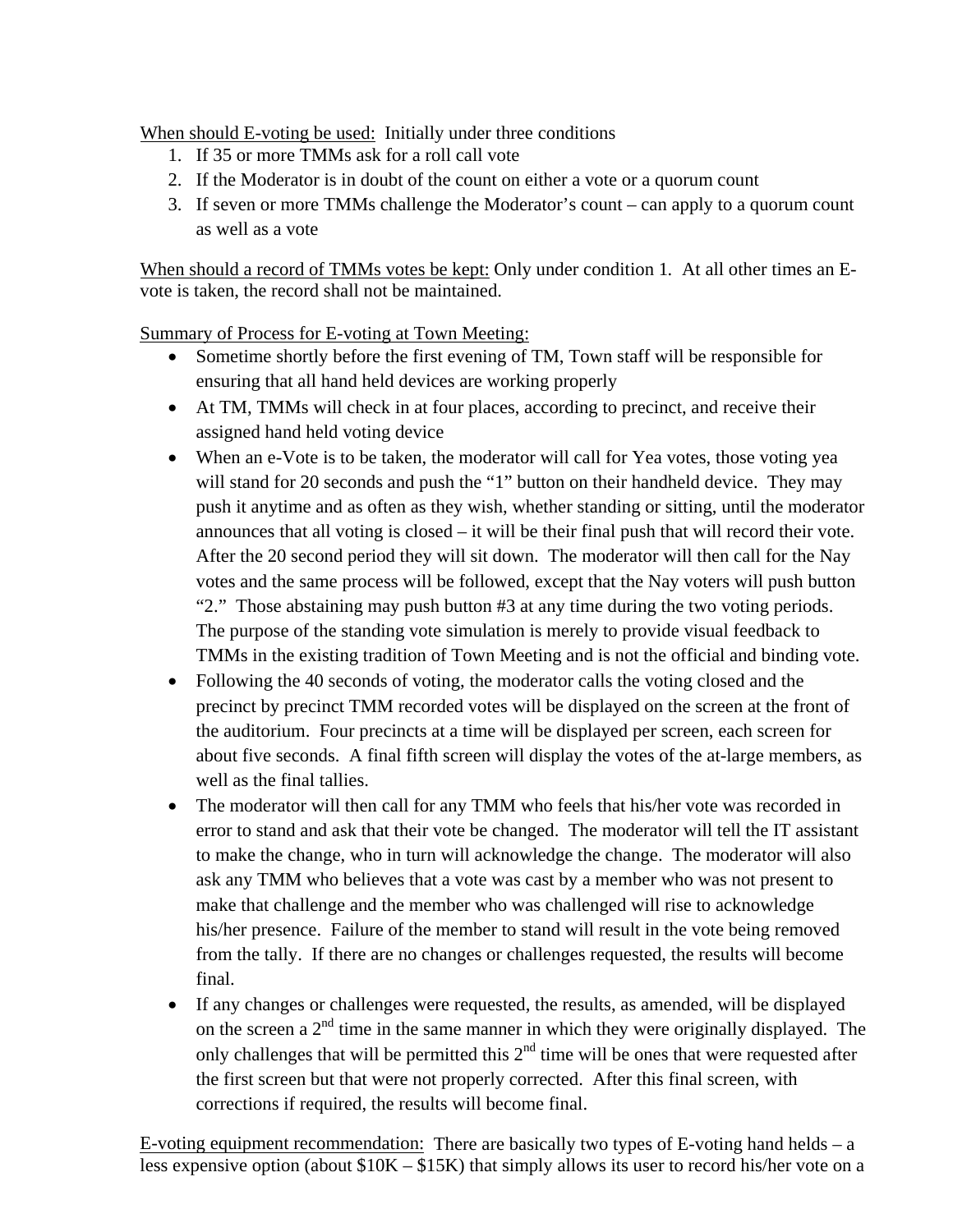<u>When should E-voting be used:</u> Initially under three conditions

1. If 35 or more TMMs ask for a roll call vote
2. If the Moderator is in doubt of the count on either a vote or a quorum count
3. If seven or more TMMs challenge the Moderator's count – can apply to a quorum count as well as a vote

<u>When should a record of TMMs votes be kept:</u> Only under condition 1. At all other times an E-vote is taken, the record shall not be maintained.

<u>Summary of Process for E-voting at Town Meeting:</u>

- Sometime shortly before the first evening of TM, Town staff will be responsible for ensuring that all hand held devices are working properly
- At TM, TMMs will check in at four places, according to precinct, and receive their assigned hand held voting device
- When an e-Vote is to be taken, the moderator will call for Yea votes, those voting yea will stand for 20 seconds and push the "1" button on their handheld device. They may push it anytime and as often as they wish, whether standing or sitting, until the moderator announces that all voting is closed – it will be their final push that will record their vote. After the 20 second period they will sit down. The moderator will then call for the Nay votes and the same process will be followed, except that the Nay voters will push button "2." Those abstaining may push button #3 at any time during the two voting periods. The purpose of the standing vote simulation is merely to provide visual feedback to TMMs in the existing tradition of Town Meeting and is not the official and binding vote.
- Following the 40 seconds of voting, the moderator calls the voting closed and the precinct by precinct TMM recorded votes will be displayed on the screen at the front of the auditorium. Four precincts at a time will be displayed per screen, each screen for about five seconds. A final fifth screen will display the votes of the at-large members, as well as the final tallies.
- The moderator will then call for any TMM who feels that his/her vote was recorded in error to stand and ask that their vote be changed. The moderator will tell the IT assistant to make the change, who in turn will acknowledge the change. The moderator will also ask any TMM who believes that a vote was cast by a member who was not present to make that challenge and the member who was challenged will rise to acknowledge his/her presence. Failure of the member to stand will result in the vote being removed from the tally. If there are no changes or challenges requested, the results will become final.
- If any changes or challenges were requested, the results, as amended, will be displayed on the screen a 2nd time in the same manner in which they were originally displayed. The only challenges that will be permitted this 2nd time will be ones that were requested after the first screen but that were not properly corrected. After this final screen, with corrections if required, the results will become final.

<u>E-voting equipment recommendation:</u> There are basically two types of E-voting hand helds – a less expensive option (about $10K – $15K) that simply allows its user to record his/her vote on a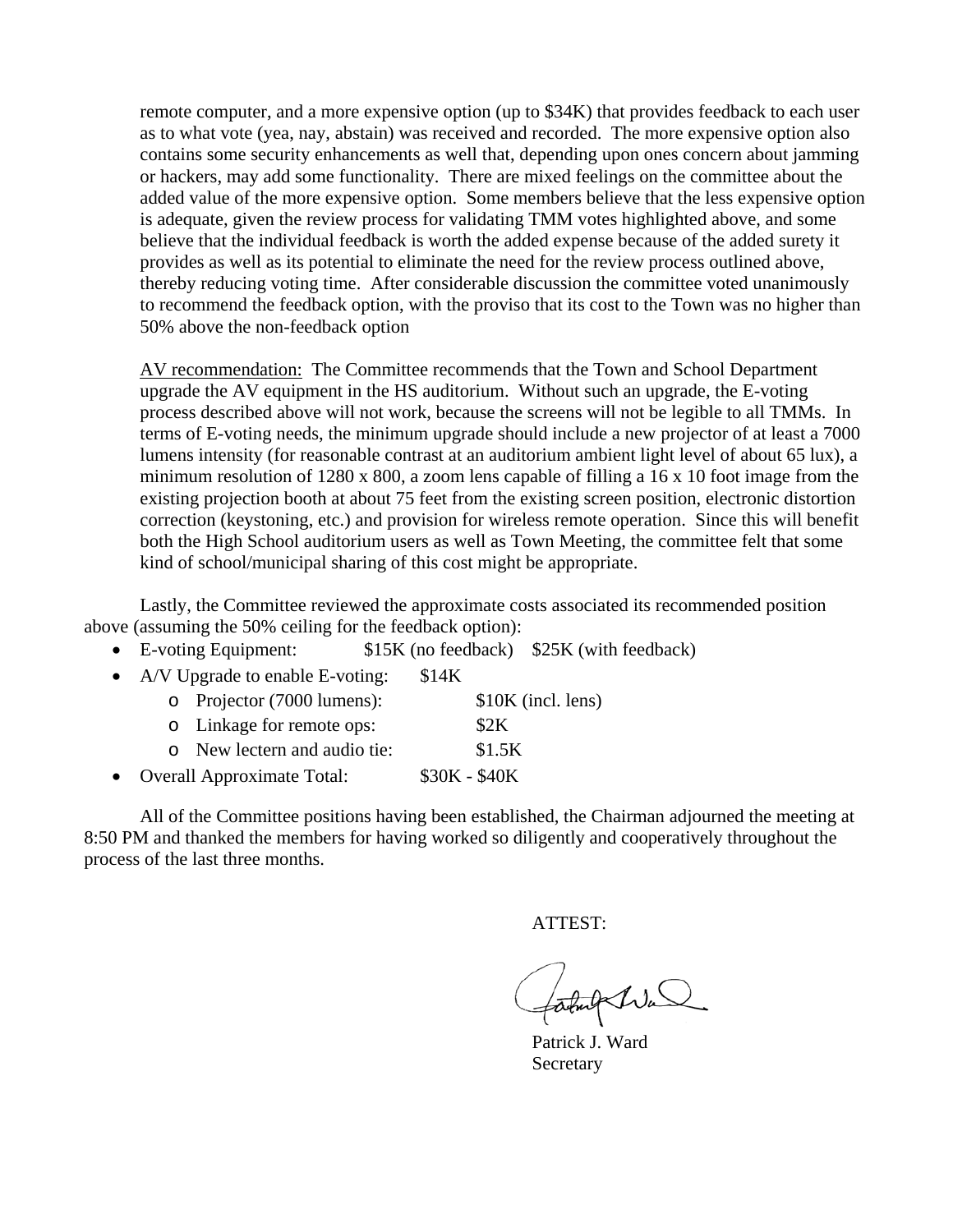remote computer, and a more expensive option (up to $34K) that provides feedback to each user as to what vote (yea, nay, abstain) was received and recorded. The more expensive option also contains some security enhancements as well that, depending upon ones concern about jamming or hackers, may add some functionality. There are mixed feelings on the committee about the added value of the more expensive option. Some members believe that the less expensive option is adequate, given the review process for validating TMM votes highlighted above, and some believe that the individual feedback is worth the added expense because of the added surety it provides as well as its potential to eliminate the need for the review process outlined above, thereby reducing voting time. After considerable discussion the committee voted unanimously to recommend the feedback option, with the proviso that its cost to the Town was no higher than 50% above the non-feedback option

<u>AV recommendation:</u> The Committee recommends that the Town and School Department upgrade the AV equipment in the HS auditorium. Without such an upgrade, the E-voting process described above will not work, because the screens will not be legible to all TMMs. In terms of E-voting needs, the minimum upgrade should include a new projector of at least a 7000 lumens intensity (for reasonable contrast at an auditorium ambient light level of about 65 lux), a minimum resolution of 1280 x 800, a zoom lens capable of filling a 16 x 10 foot image from the existing projection booth at about 75 feet from the existing screen position, electronic distortion correction (keystoning, etc.) and provision for wireless remote operation. Since this will benefit both the High School auditorium users as well as Town Meeting, the committee felt that some kind of school/municipal sharing of this cost might be appropriate.

Lastly, the Committee reviewed the approximate costs associated its recommended position above (assuming the 50% ceiling for the feedback option):

- E-voting Equipment: $15K (no feedback) $25K (with feedback)
- A/V Upgrade to enable E-voting: $14K
  - Projector (7000 lumens): $10K (incl. lens)
  - Linkage for remote ops: $2K
  - New lectern and audio tie: $1.5K
- Overall Approximate Total: $30K - $40K

All of the Committee positions having been established, the Chairman adjourned the meeting at 8:50 PM and thanked the members for having worked so diligently and cooperatively throughout the process of the last three months.

ATTEST:

Patrick J. Ward
Secretary